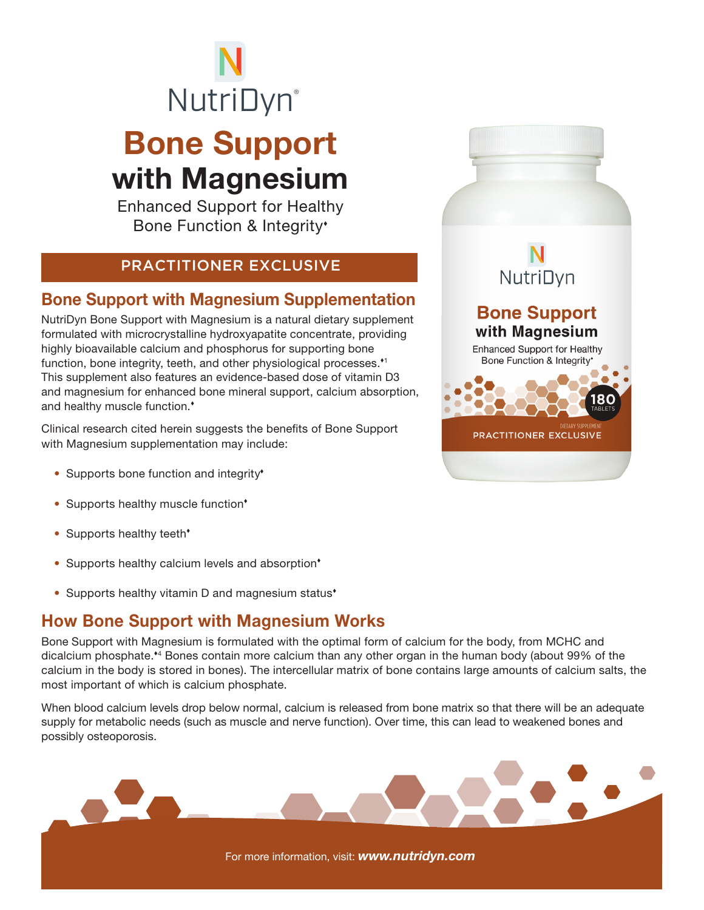NutriDyn®

# Bone Support with Magnesium

Enhanced Support for Healthy Bone Function & Integrity♦

PRACTITIONER EXCLUSIVE

## Bone Support with Magnesium Supplementation

NutriDyn Bone Support with Magnesium is a natural dietary supplement formulated with microcrystalline hydroxyapatite concentrate, providing highly bioavailable calcium and phosphorus for supporting bone function, bone integrity, teeth, and other physiological processes.♦[1] This supplement also features an evidence-based dose of vitamin D3 and magnesium for enhanced bone mineral support, calcium absorption, and healthy muscle function.♦

Clinical research cited herein suggests the benefits of Bone Support with Magnesium supplementation may include:

- Supports bone function and integrity♦
- Supports healthy muscle function♦
- Supports healthy teeth♦
- Supports healthy calcium levels and absorption♦
- Supports healthy vitamin D and magnesium status♦

## How Bone Support with Magnesium Works

Bone Support with Magnesium is formulated with the optimal form of calcium for the body, from MCHC and dicalcium phosphate.♦[4] Bones contain more calcium than any other organ in the human body (about 99% of the calcium in the body is stored in bones). The intercellular matrix of bone contains large amounts of calcium salts, the most important of which is calcium phosphate.

When blood calcium levels drop below normal, calcium is released from bone matrix so that there will be an adequate supply for metabolic needs (such as muscle and nerve function). Over time, this can lead to weakened bones and possibly osteoporosis.

For more information, visit: ***www.nutridyn.com***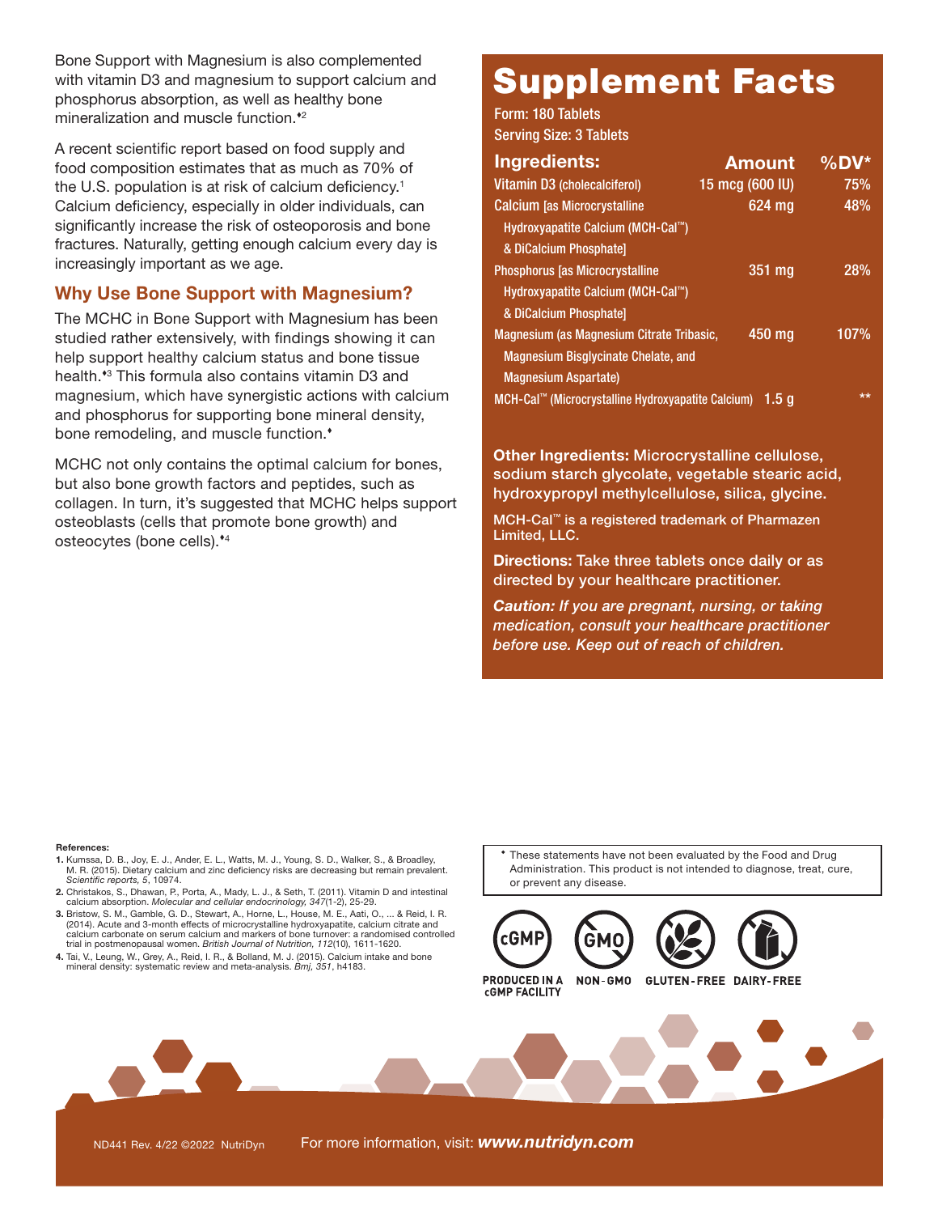Bone Support with Magnesium is also complemented with vitamin D3 and magnesium to support calcium and phosphorus absorption, as well as healthy bone mineralization and muscle function.♦2

A recent scientific report based on food supply and food composition estimates that as much as 70% of the U.S. population is at risk of calcium deficiency.[1] Calcium deficiency, especially in older individuals, can significantly increase the risk of osteoporosis and bone fractures. Naturally, getting enough calcium every day is increasingly important as we age.

## Why Use Bone Support with Magnesium?

The MCHC in Bone Support with Magnesium has been studied rather extensively, with findings showing it can help support healthy calcium status and bone tissue health.♦3 This formula also contains vitamin D3 and magnesium, which have synergistic actions with calcium and phosphorus for supporting bone mineral density, bone remodeling, and muscle function.♦

MCHC not only contains the optimal calcium for bones, but also bone growth factors and peptides, such as collagen. In turn, it's suggested that MCHC helps support osteoblasts (cells that promote bone growth) and osteocytes (bone cells).♦4

# Supplement Facts

Form: 180 Tablets
Serving Size: 3 Tablets

| Ingredients: | Amount | %DV* |
|---|---|---|
| Vitamin D3 (cholecalciferol) | 15 mcg (600 IU) | 75% |
| Calcium [as Microcrystalline Hydroxyapatite Calcium (MCH-Cal™) & DiCalcium Phosphate] | 624 mg | 48% |
| Phosphorus [as Microcrystalline Hydroxyapatite Calcium (MCH-Cal™) & DiCalcium Phosphate] | 351 mg | 28% |
| Magnesium (as Magnesium Citrate Tribasic, Magnesium Bisglycinate Chelate, and Magnesium Aspartate) | 450 mg | 107% |
| MCH-Cal™ (Microcrystalline Hydroxyapatite Calcium) | 1.5 g | ** |

**Other Ingredients:** Microcrystalline cellulose, sodium starch glycolate, vegetable stearic acid, hydroxypropyl methylcellulose, silica, glycine.

MCH-Cal™ is a registered trademark of Pharmazen Limited, LLC.

**Directions:** Take three tablets once daily or as directed by your healthcare practitioner.

***Caution:** If you are pregnant, nursing, or taking medication, consult your healthcare practitioner before use. Keep out of reach of children.*

**References:**

1. Kumssa, D. B., Joy, E. J., Ander, E. L., Watts, M. J., Young, S. D., Walker, S., & Broadley, M. R. (2015). Dietary calcium and zinc deficiency risks are decreasing but remain prevalent. *Scientific reports, 5*, 10974.
2. Christakos, S., Dhawan, P., Porta, A., Mady, L. J., & Seth, T. (2011). Vitamin D and intestinal calcium absorption. *Molecular and cellular endocrinology, 347*(1-2), 25-29.
3. Bristow, S. M., Gamble, G. D., Stewart, A., Horne, L., House, M. E., Aati, O., ... & Reid, I. R. (2014). Acute and 3-month effects of microcrystalline hydroxyapatite, calcium citrate and calcium carbonate on serum calcium and markers of bone turnover: a randomised controlled trial in postmenopausal women. *British Journal of Nutrition, 112*(10), 1611-1620.
4. Tai, V., Leung, W., Grey, A., Reid, I. R., & Bolland, M. J. (2015). Calcium intake and bone mineral density: systematic review and meta-analysis. *Bmj, 351*, h4183.

♦ These statements have not been evaluated by the Food and Drug Administration. This product is not intended to diagnose, treat, cure, or prevent any disease.

PRODUCED IN A cGMP FACILITY | NON-GMO | GLUTEN-FREE | DAIRY-FREE

ND441 Rev. 4/22 ©2022 NutriDyn

For more information, visit: ***www.nutridyn.com***